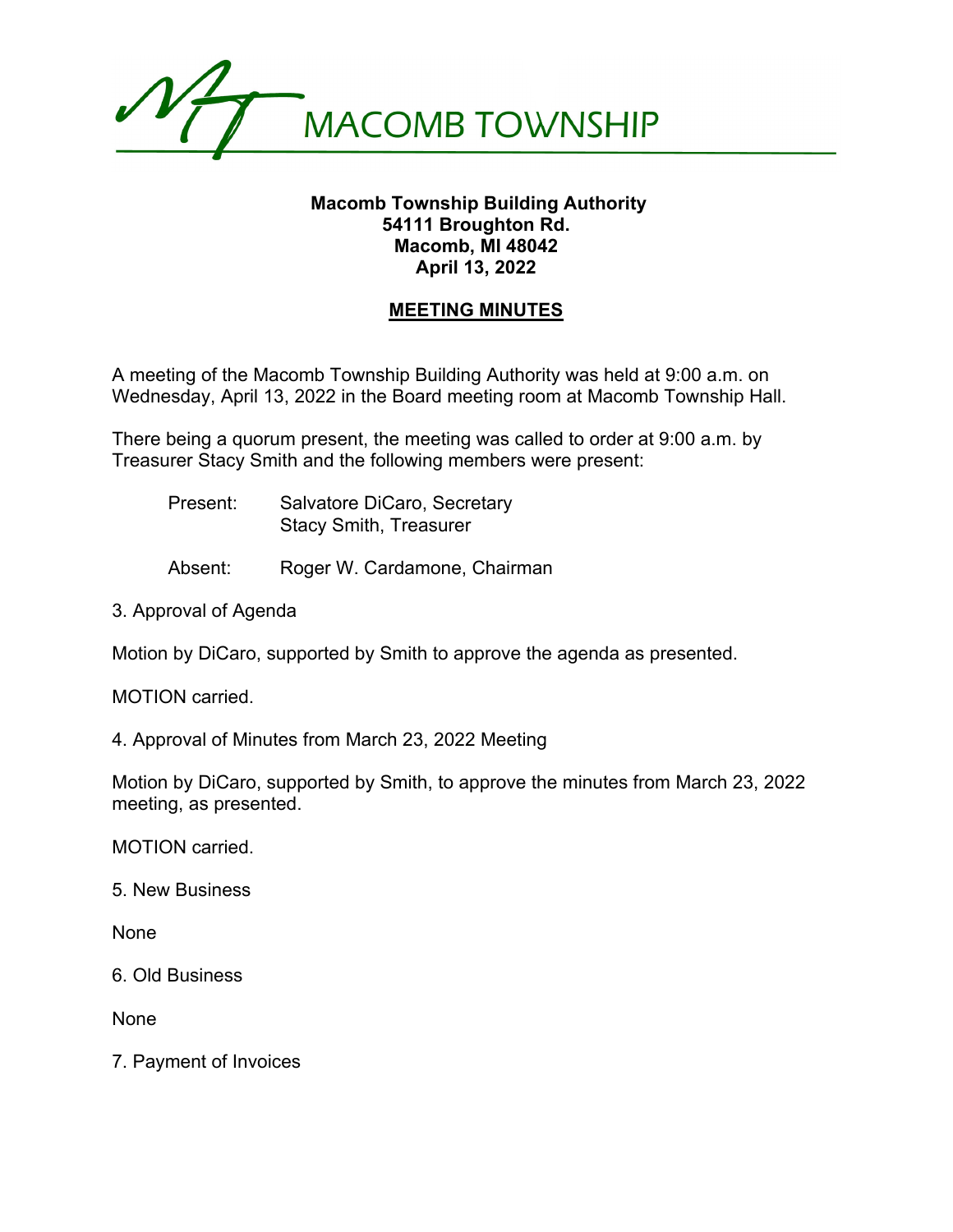MACOMB TOWNSHIP

**Macomb Township Building Authority**
**54111 Broughton Rd.**
**Macomb, MI 48042**
**April 13, 2022**

## MEETING MINUTES

A meeting of the Macomb Township Building Authority was held at 9:00 a.m. on Wednesday, April 13, 2022 in the Board meeting room at Macomb Township Hall.

There being a quorum present, the meeting was called to order at 9:00 a.m. by Treasurer Stacy Smith and the following members were present:

Present: Salvatore DiCaro, Secretary
Stacy Smith, Treasurer

Absent: Roger W. Cardamone, Chairman

3. Approval of Agenda

Motion by DiCaro, supported by Smith to approve the agenda as presented.

MOTION carried.

4. Approval of Minutes from March 23, 2022 Meeting

Motion by DiCaro, supported by Smith, to approve the minutes from March 23, 2022 meeting, as presented.

MOTION carried.

5. New Business

None

6. Old Business

None

7. Payment of Invoices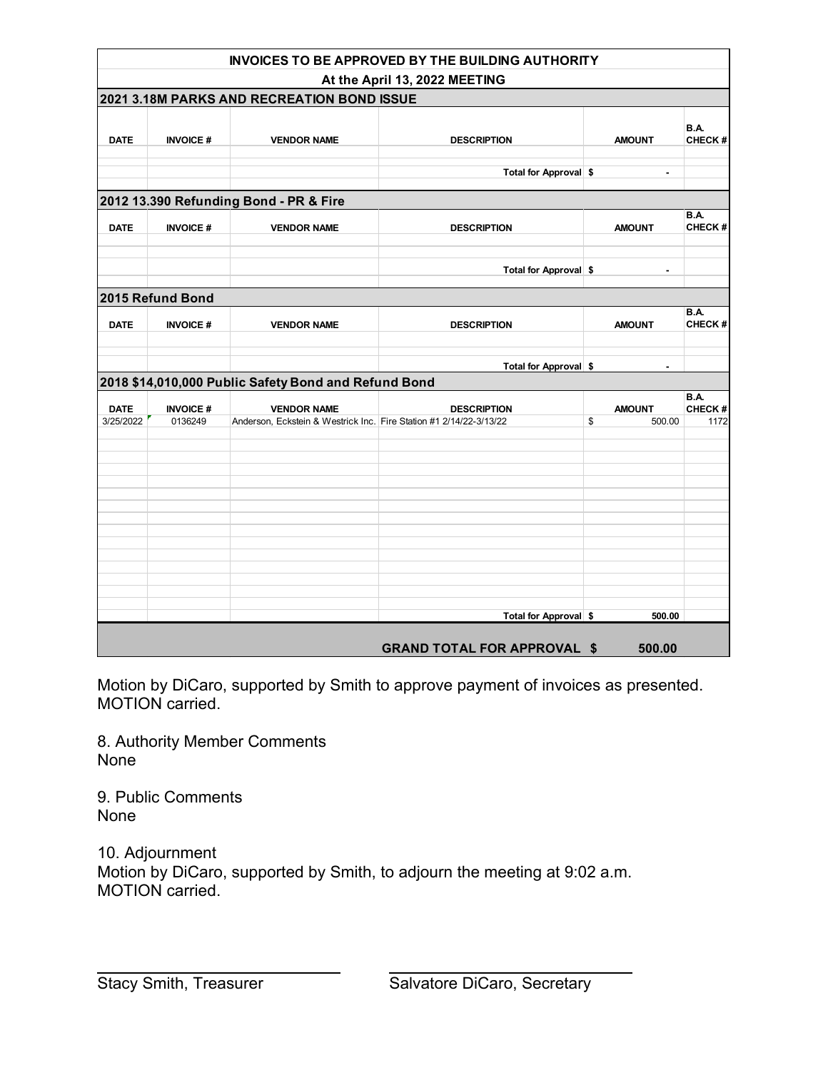**INVOICES TO BE APPROVED BY THE BUILDING AUTHORITY**

**At the April 13, 2022 MEETING**

**2021 3.18M PARKS AND RECREATION BOND ISSUE**

| DATE | INVOICE # | VENDOR NAME | DESCRIPTION | AMOUNT | B.A. CHECK # |
|---|---|---|---|---|---|
| | | | Total for Approval | $ - | |

**2012 13.390 Refunding Bond - PR & Fire**

| DATE | INVOICE # | VENDOR NAME | DESCRIPTION | AMOUNT | B.A. CHECK # |
|---|---|---|---|---|---|
| | | | Total for Approval | $ - | |

**2015 Refund Bond**

| DATE | INVOICE # | VENDOR NAME | DESCRIPTION | AMOUNT | B.A. CHECK # |
|---|---|---|---|---|---|
| | | | Total for Approval | $ - | |

**2018 $14,010,000 Public Safety Bond and Refund Bond**

| DATE | INVOICE # | VENDOR NAME | DESCRIPTION | AMOUNT | B.A. CHECK # |
|---|---|---|---|---|---|
| 3/25/2022 | 0136249 | Anderson, Eckstein & Westrick Inc. | Fire Station #1 2/14/22-3/13/22 | $ 500.00 | 1172 |
| | | | Total for Approval | $ 500.00 | |

**GRAND TOTAL FOR APPROVAL $ 500.00**

Motion by DiCaro, supported by Smith to approve payment of invoices as presented.
MOTION carried.

8. Authority Member Comments
None

9. Public Comments
None

10. Adjournment
Motion by DiCaro, supported by Smith, to adjourn the meeting at 9:02 a.m.
MOTION carried.

\_\_\_\_\_\_\_\_\_\_\_\_\_\_\_\_\_\_\_\_\_\_\_\_\_\_\_\_ \_\_\_\_\_\_\_\_\_\_\_\_\_\_\_\_\_\_\_\_\_\_\_\_\_\_\_\_

Stacy Smith, Treasurer Salvatore DiCaro, Secretary